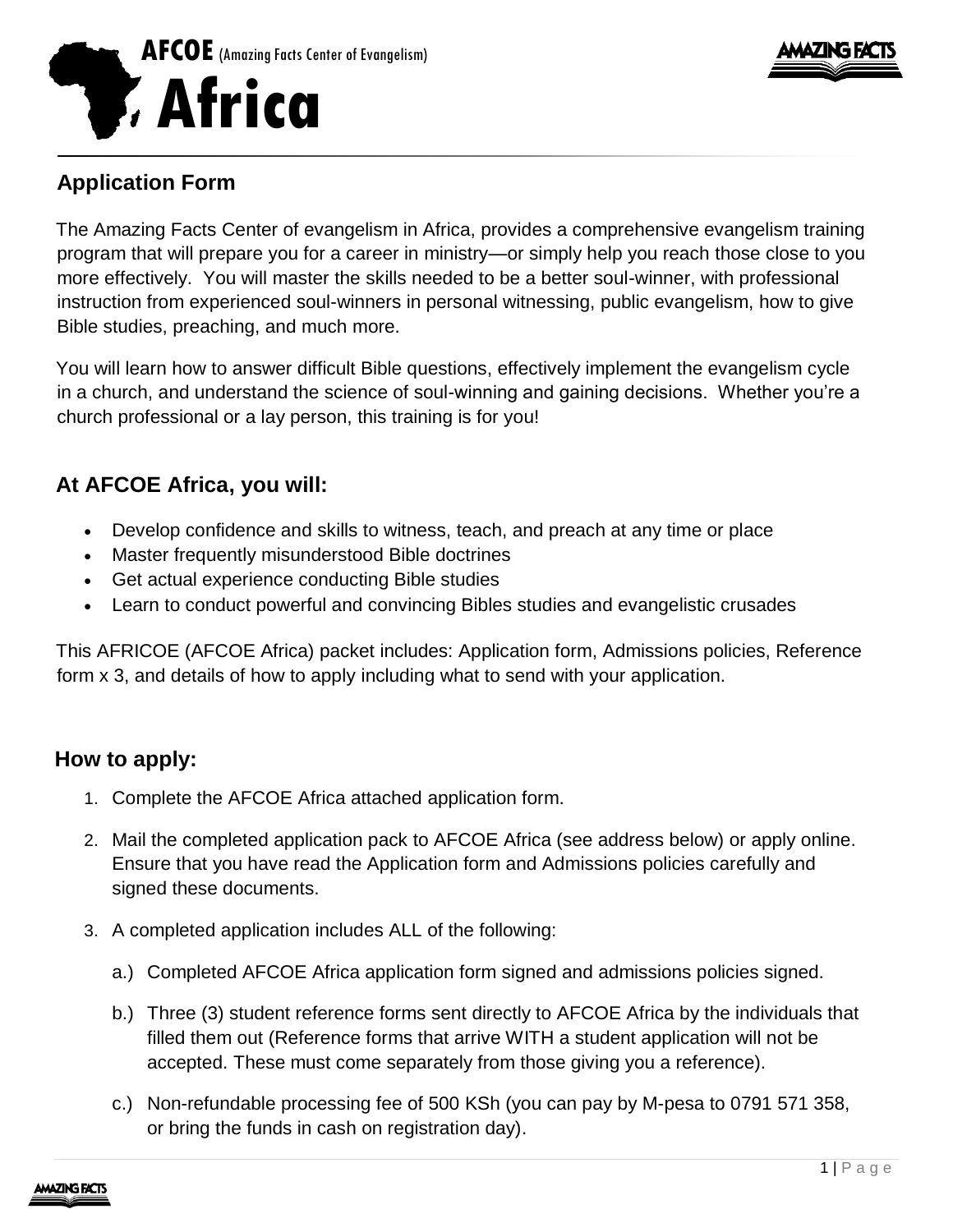# AFCOE (Amazing Facts Center of Evangelism) Africa

AMAZING FACTS

## Application Form

The Amazing Facts Center of evangelism in Africa, provides a comprehensive evangelism training program that will prepare you for a career in ministry—or simply help you reach those close to you more effectively. You will master the skills needed to be a better soul-winner, with professional instruction from experienced soul-winners in personal witnessing, public evangelism, how to give Bible studies, preaching, and much more.

You will learn how to answer difficult Bible questions, effectively implement the evangelism cycle in a church, and understand the science of soul-winning and gaining decisions. Whether you're a church professional or a lay person, this training is for you!

## At AFCOE Africa, you will:

- Develop confidence and skills to witness, teach, and preach at any time or place
- Master frequently misunderstood Bible doctrines
- Get actual experience conducting Bible studies
- Learn to conduct powerful and convincing Bibles studies and evangelistic crusades

This AFRICOE (AFCOE Africa) packet includes: Application form, Admissions policies, Reference form x 3, and details of how to apply including what to send with your application.

## How to apply:

1. Complete the AFCOE Africa attached application form.
2. Mail the completed application pack to AFCOE Africa (see address below) or apply online. Ensure that you have read the Application form and Admissions policies carefully and signed these documents.
3. A completed application includes ALL of the following:
   a.) Completed AFCOE Africa application form signed and admissions policies signed.
   b.) Three (3) student reference forms sent directly to AFCOE Africa by the individuals that filled them out (Reference forms that arrive WITH a student application will not be accepted. These must come separately from those giving you a reference).
   c.) Non-refundable processing fee of 500 KSh (you can pay by M-pesa to 0791 571 358, or bring the funds in cash on registration day).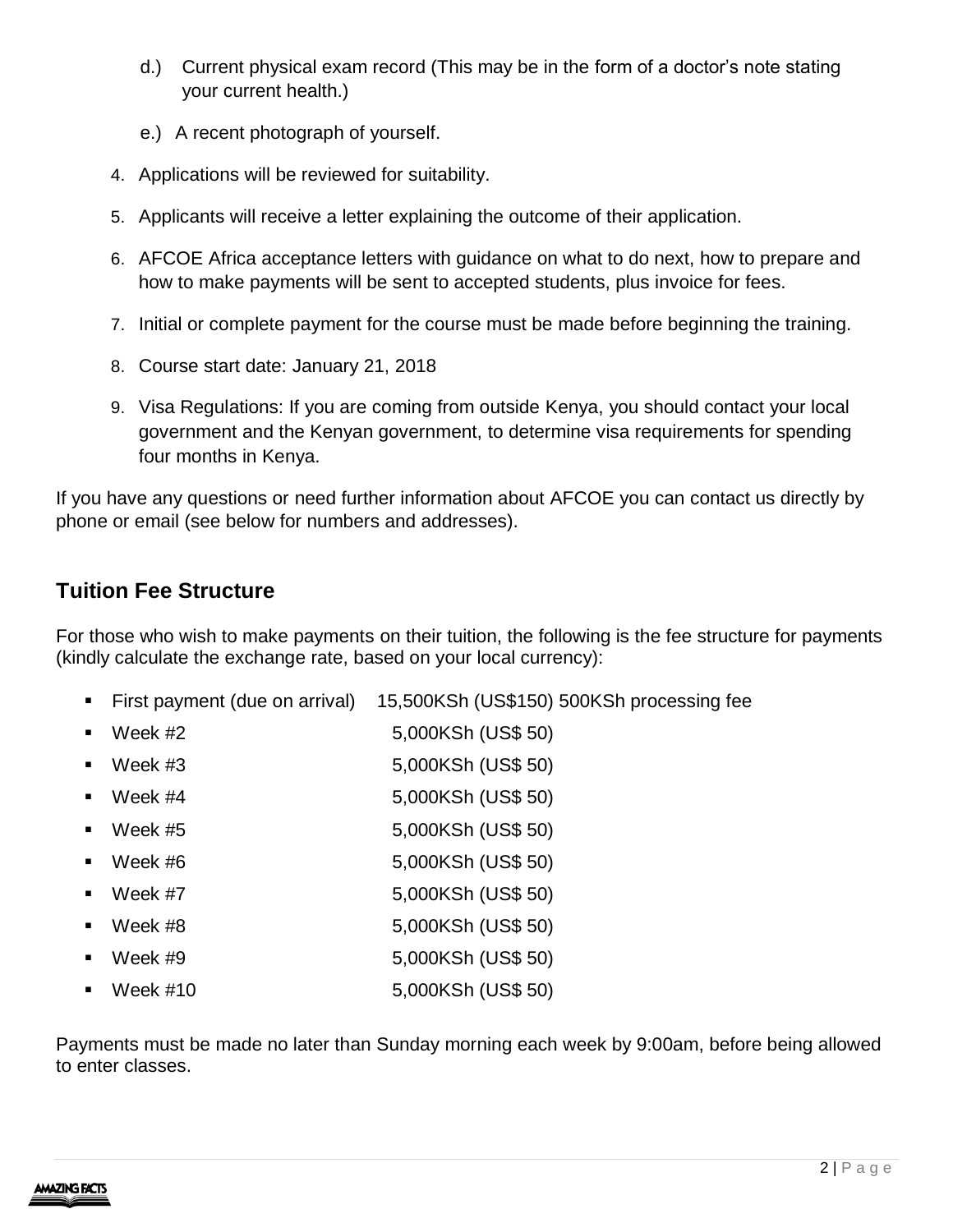d.) Current physical exam record (This may be in the form of a doctor's note stating your current health.)

e.) A recent photograph of yourself.

4. Applications will be reviewed for suitability.
5. Applicants will receive a letter explaining the outcome of their application.
6. AFCOE Africa acceptance letters with guidance on what to do next, how to prepare and how to make payments will be sent to accepted students, plus invoice for fees.
7. Initial or complete payment for the course must be made before beginning the training.
8. Course start date: January 21, 2018
9. Visa Regulations: If you are coming from outside Kenya, you should contact your local government and the Kenyan government, to determine visa requirements for spending four months in Kenya.

If you have any questions or need further information about AFCOE you can contact us directly by phone or email (see below for numbers and addresses).

## Tuition Fee Structure

For those who wish to make payments on their tuition, the following is the fee structure for payments (kindly calculate the exchange rate, based on your local currency):

- First payment (due on arrival) 15,500KSh (US$150) 500KSh processing fee
- Week #2 5,000KSh (US$ 50)
- Week #3 5,000KSh (US$ 50)
- Week #4 5,000KSh (US$ 50)
- Week #5 5,000KSh (US$ 50)
- Week #6 5,000KSh (US$ 50)
- Week #7 5,000KSh (US$ 50)
- Week #8 5,000KSh (US$ 50)
- Week #9 5,000KSh (US$ 50)
- Week #10 5,000KSh (US$ 50)

Payments must be made no later than Sunday morning each week by 9:00am, before being allowed to enter classes.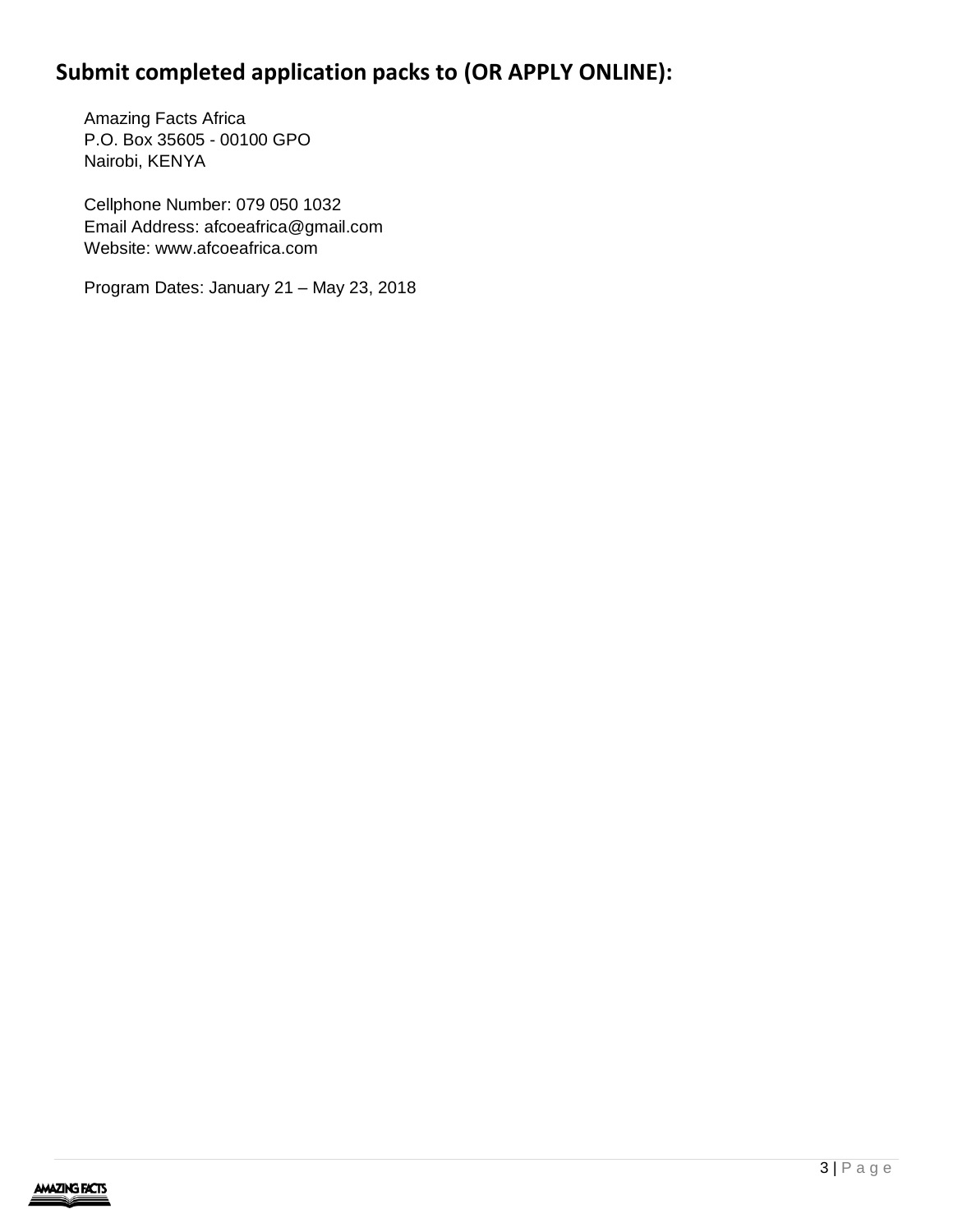## Submit completed application packs to (OR APPLY ONLINE):

Amazing Facts Africa
P.O. Box 35605 - 00100 GPO
Nairobi, KENYA

Cellphone Number: 079 050 1032
Email Address: afcoeafrica@gmail.com
Website: www.afcoeafrica.com

Program Dates: January 21 – May 23, 2018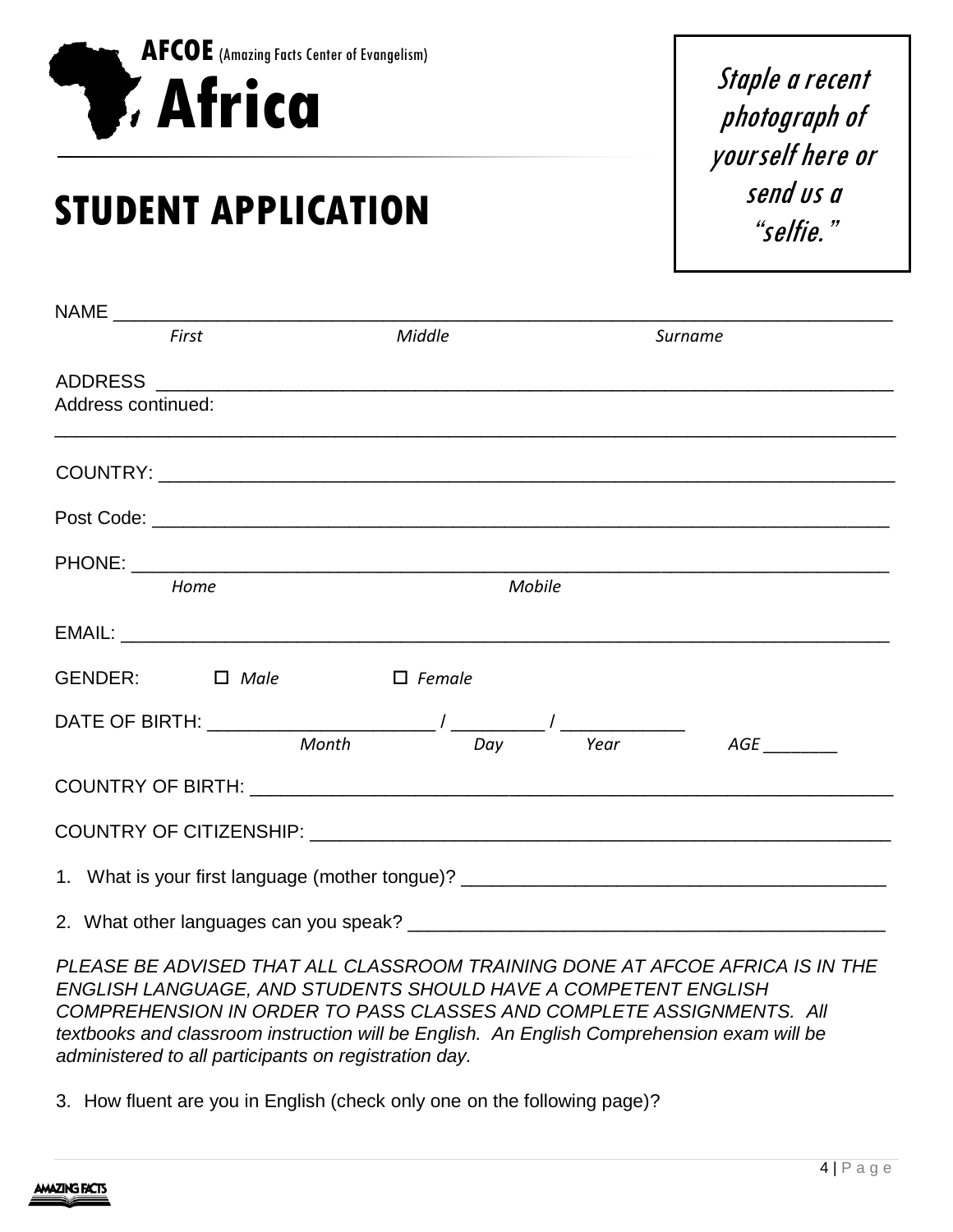**AFCOE** (Amazing Facts Center of Evangelism)

# Africa

Staple a recent photograph of yourself here or send us a "selfie."

## STUDENT APPLICATION

NAME ___________________________________________________________________________
*First* *Middle* *Surname*

ADDRESS ________________________________________________________________________

Address continued:
_________________________________________________________________________________

COUNTRY: _______________________________________________________________________

Post Code: ______________________________________________________________________

PHONE: _________________________________________________________________________
*Home* *Mobile*

EMAIL: __________________________________________________________________________

GENDER: ☐ *Male* ☐ *Female*

DATE OF BIRTH: ______________________ / _________ / ____________
*Month* *Day* *Year* *AGE ________*

COUNTRY OF BIRTH: _______________________________________________________________

COUNTRY OF CITIZENSHIP: __________________________________________________________

1. What is your first language (mother tongue)? ________________________________________

2. What other languages can you speak? ______________________________________________

*PLEASE BE ADVISED THAT ALL CLASSROOM TRAINING DONE AT AFCOE AFRICA IS IN THE ENGLISH LANGUAGE, AND STUDENTS SHOULD HAVE A COMPETENT ENGLISH COMPREHENSION IN ORDER TO PASS CLASSES AND COMPLETE ASSIGNMENTS. All textbooks and classroom instruction will be English. An English Comprehension exam will be administered to all participants on registration day.*

3. How fluent are you in English (check only one on the following page)?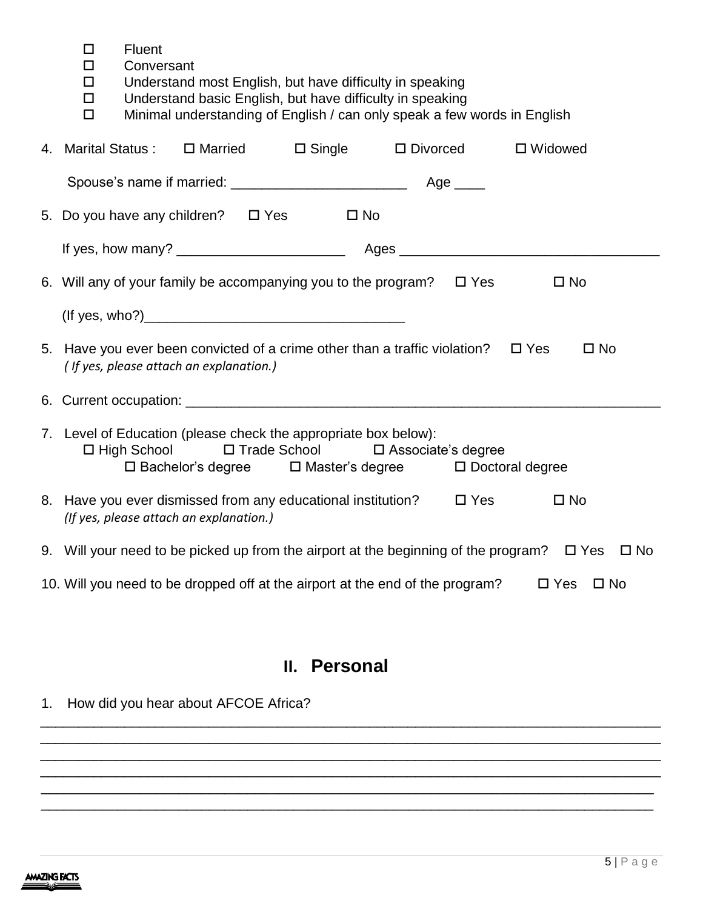- ☐ Fluent
- ☐ Conversant
- ☐ Understand most English, but have difficulty in speaking
- ☐ Understand basic English, but have difficulty in speaking
- ☐ Minimal understanding of English / can only speak a few words in English

4. Marital Status : ☐ Married ☐ Single ☐ Divorced ☐ Widowed

   Spouse's name if married: _______________________ Age ____

5. Do you have any children? ☐ Yes ☐ No

   If yes, how many? ______________________ Ages __________________________________

6. Will any of your family be accompanying you to the program? ☐ Yes ☐ No

   (If yes, who?)__________________________________

5. Have you ever been convicted of a crime other than a traffic violation? ☐ Yes ☐ No
   *( If yes, please attach an explanation.)*

6. Current occupation: ______________________________________________________________

7. Level of Education (please check the appropriate box below):
   ☐ High School ☐ Trade School ☐ Associate's degree
   ☐ Bachelor's degree ☐ Master's degree ☐ Doctoral degree

8. Have you ever dismissed from any educational institution? ☐ Yes ☐ No
   *(If yes, please attach an explanation.)*

9. Will your need to be picked up from the airport at the beginning of the program? ☐ Yes ☐ No

10. Will you need to be dropped off at the airport at the end of the program? ☐ Yes ☐ No

## II. Personal

1. How did you hear about AFCOE Africa?

________________________________________________________________________________
________________________________________________________________________________
________________________________________________________________________________
________________________________________________________________________________
________________________________________________________________________________
________________________________________________________________________________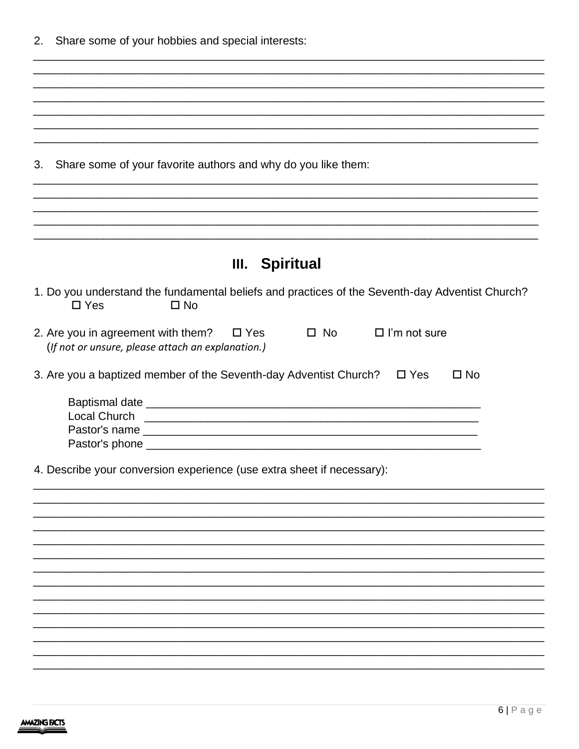2. Share some of your hobbies and special interests:

_______________________________________________________________________________
_______________________________________________________________________________
_______________________________________________________________________________
_______________________________________________________________________________
_______________________________________________________________________________
_______________________________________________________________________________
_______________________________________________________________________________

3. Share some of your favorite authors and why do you like them:

_______________________________________________________________________________
_______________________________________________________________________________
_______________________________________________________________________________
_______________________________________________________________________________
_______________________________________________________________________________

## III. Spiritual

1. Do you understand the fundamental beliefs and practices of the Seventh-day Adventist Church?
   ☐ Yes ☐ No

2. Are you in agreement with them? ☐ Yes ☐ No ☐ I'm not sure
   (*If not or unsure, please attach an explanation.)*

3. Are you a baptized member of the Seventh-day Adventist Church? ☐ Yes ☐ No

   Baptismal date _______________________________________________
   Local Church _______________________________________________
   Pastor's name _______________________________________________
   Pastor's phone _______________________________________________

4. Describe your conversion experience (use extra sheet if necessary):

_______________________________________________________________________________
_______________________________________________________________________________
_______________________________________________________________________________
_______________________________________________________________________________
_______________________________________________________________________________
_______________________________________________________________________________
_______________________________________________________________________________
_______________________________________________________________________________
_______________________________________________________________________________
_______________________________________________________________________________
_______________________________________________________________________________
_______________________________________________________________________________
_______________________________________________________________________________
_______________________________________________________________________________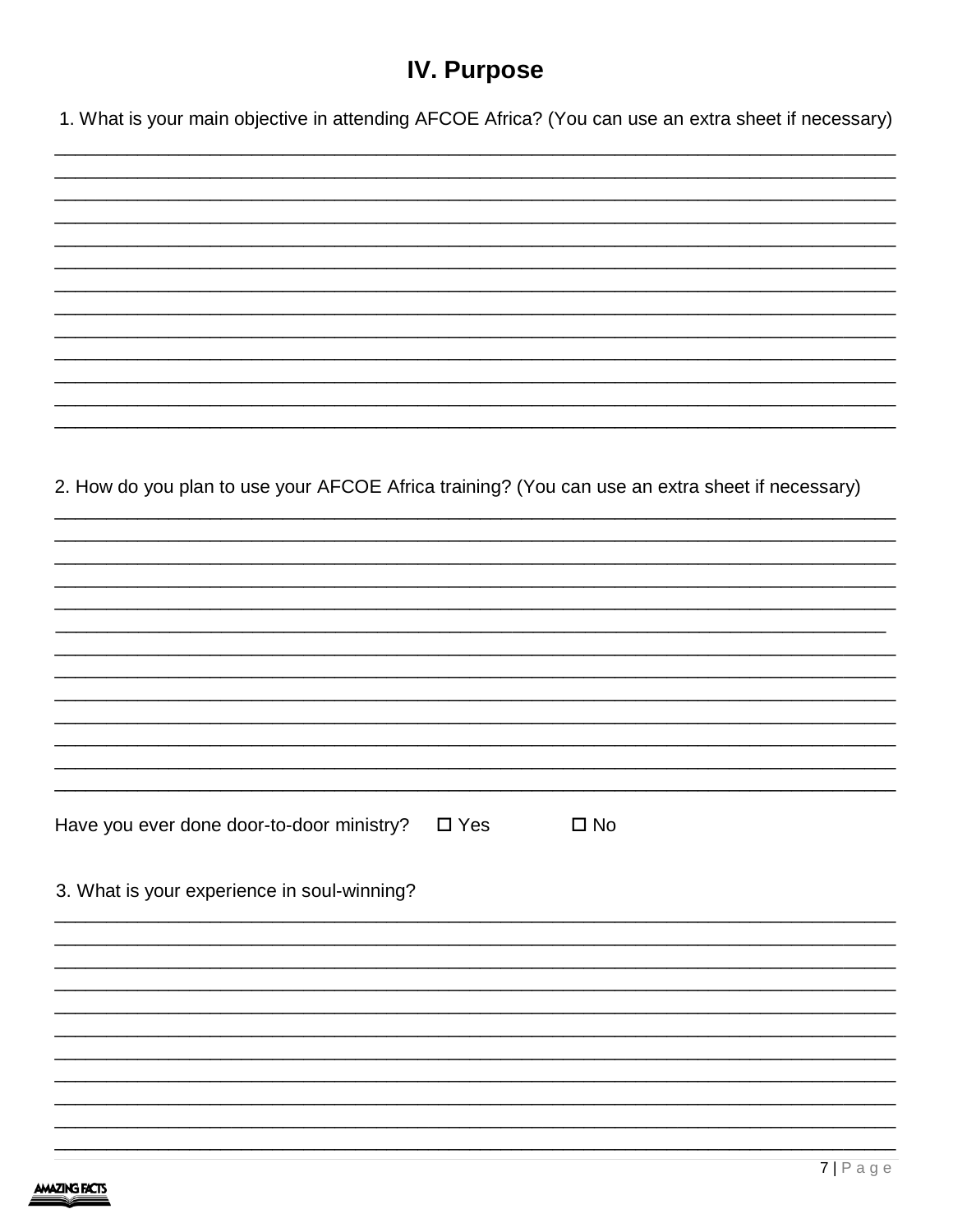## IV. Purpose

1. What is your main objective in attending AFCOE Africa? (You can use an extra sheet if necessary)

______________________________________________________________________________
______________________________________________________________________________
______________________________________________________________________________
______________________________________________________________________________
______________________________________________________________________________
______________________________________________________________________________
______________________________________________________________________________
______________________________________________________________________________
______________________________________________________________________________
______________________________________________________________________________
______________________________________________________________________________
______________________________________________________________________________
______________________________________________________________________________

2. How do you plan to use your AFCOE Africa training? (You can use an extra sheet if necessary)

______________________________________________________________________________
______________________________________________________________________________
______________________________________________________________________________
______________________________________________________________________________
______________________________________________________________________________
______________________________________________________________________________
______________________________________________________________________________
______________________________________________________________________________
______________________________________________________________________________
______________________________________________________________________________
______________________________________________________________________________
______________________________________________________________________________
______________________________________________________________________________

Have you ever done door-to-door ministry? ☐ Yes ☐ No

3. What is your experience in soul-winning?

______________________________________________________________________________
______________________________________________________________________________
______________________________________________________________________________
______________________________________________________________________________
______________________________________________________________________________
______________________________________________________________________________
______________________________________________________________________________
______________________________________________________________________________
______________________________________________________________________________
______________________________________________________________________________
______________________________________________________________________________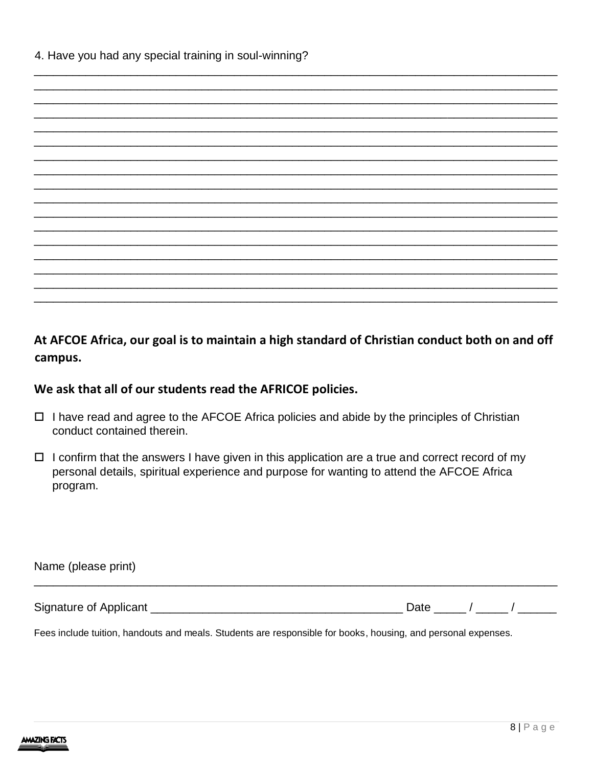4. Have you had any special training in soul-winning?

_______________________________________________________________________________
_______________________________________________________________________________
_______________________________________________________________________________
_______________________________________________________________________________
_______________________________________________________________________________
_______________________________________________________________________________
_______________________________________________________________________________
_______________________________________________________________________________
_______________________________________________________________________________
_______________________________________________________________________________
_______________________________________________________________________________
_______________________________________________________________________________
_______________________________________________________________________________
_______________________________________________________________________________
_______________________________________________________________________________
_______________________________________________________________________________
_______________________________________________________________________________

**At AFCOE Africa, our goal is to maintain a high standard of Christian conduct both on and off campus.**

**We ask that all of our students read the AFRICOE policies.**

- ☐ I have read and agree to the AFCOE Africa policies and abide by the principles of Christian conduct contained therein.
- ☐ I confirm that the answers I have given in this application are a true and correct record of my personal details, spiritual experience and purpose for wanting to attend the AFCOE Africa program.

Name (please print)

_______________________________________________________________________________

Signature of Applicant _______________________________________ Date _____ / _____ / ______

Fees include tuition, handouts and meals. Students are responsible for books, housing, and personal expenses.